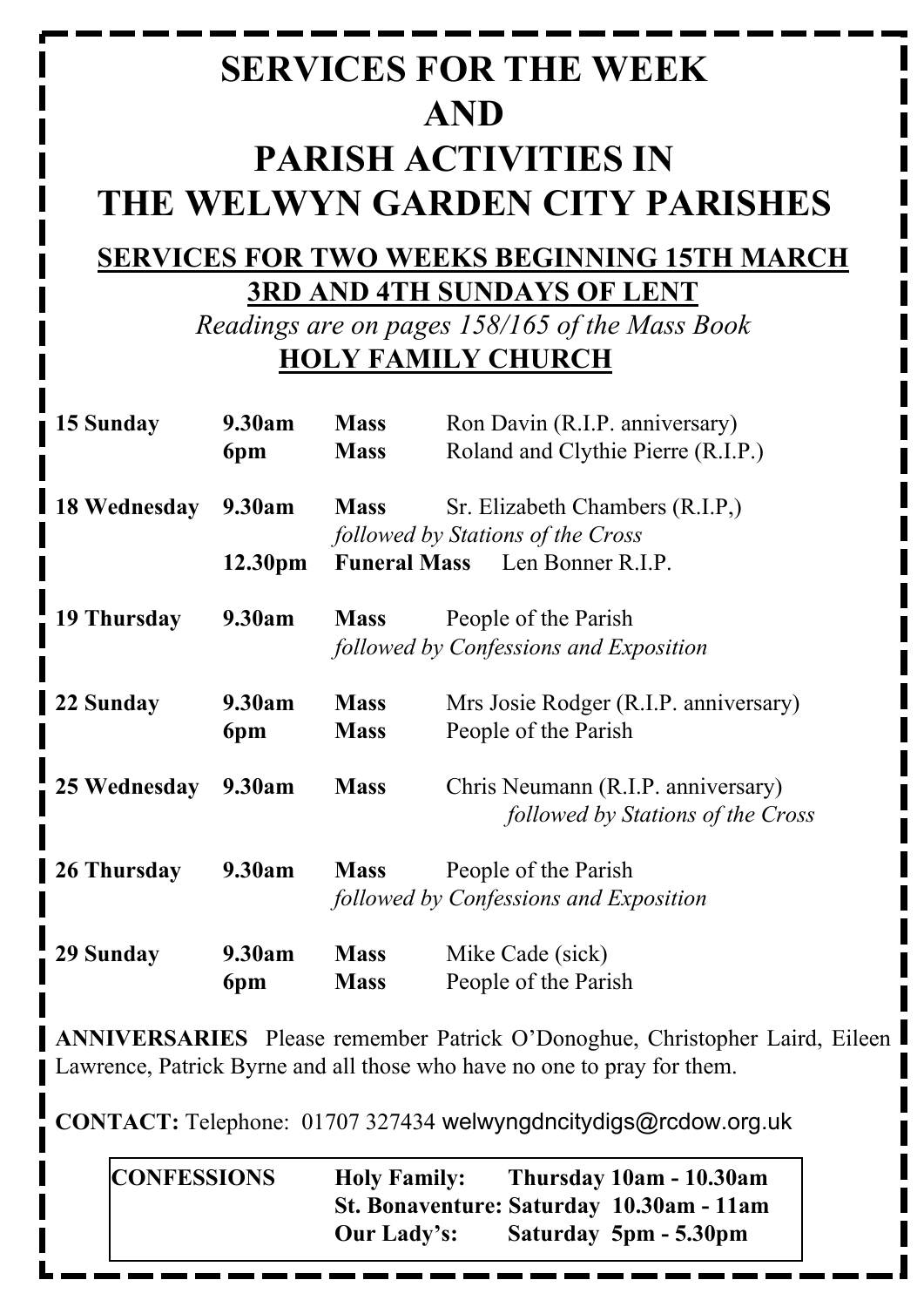# SERVICES FOR THE WEEK
# AND
# PARISH ACTIVITIES IN THE WELWYN GARDEN CITY PARISHES

## SERVICES FOR TWO WEEKS BEGINNING 15TH MARCH
## 3RD AND 4TH SUNDAYS OF LENT

*Readings are on pages 158/165 of the Mass Book*

## HOLY FAMILY CHURCH

| | | | |
|---|---|---|---|
| **15 Sunday** | **9.30am** | **Mass** | Ron Davin (R.I.P. anniversary) |
| | **6pm** | **Mass** | Roland and Clythie Pierre (R.I.P.) |
| **18 Wednesday** | **9.30am** | **Mass** | Sr. Elizabeth Chambers (R.I.P,) |
| | | *followed by Stations of the Cross* | |
| | **12.30pm** | **Funeral Mass** | Len Bonner R.I.P. |
| **19 Thursday** | **9.30am** | **Mass** | People of the Parish |
| | | *followed by Confessions and Exposition* | |
| **22 Sunday** | **9.30am** | **Mass** | Mrs Josie Rodger (R.I.P. anniversary) |
| | **6pm** | **Mass** | People of the Parish |
| **25 Wednesday** | **9.30am** | **Mass** | Chris Neumann (R.I.P. anniversary) *followed by Stations of the Cross* |
| **26 Thursday** | **9.30am** | **Mass** | People of the Parish |
| | | *followed by Confessions and Exposition* | |
| **29 Sunday** | **9.30am** | **Mass** | Mike Cade (sick) |
| | **6pm** | **Mass** | People of the Parish |

**ANNIVERSARIES** Please remember Patrick O'Donoghue, Christopher Laird, Eileen Lawrence, Patrick Byrne and all those who have no one to pray for them.

**CONTACT:** Telephone: 01707 327434 welwyngdncitydigs@rcdow.org.uk

| | | |
|---|---|---|
| **CONFESSIONS** | **Holy Family:** | **Thursday 10am - 10.30am** |
| | **St. Bonaventure:** | **Saturday 10.30am - 11am** |
| | **Our Lady's:** | **Saturday 5pm - 5.30pm** |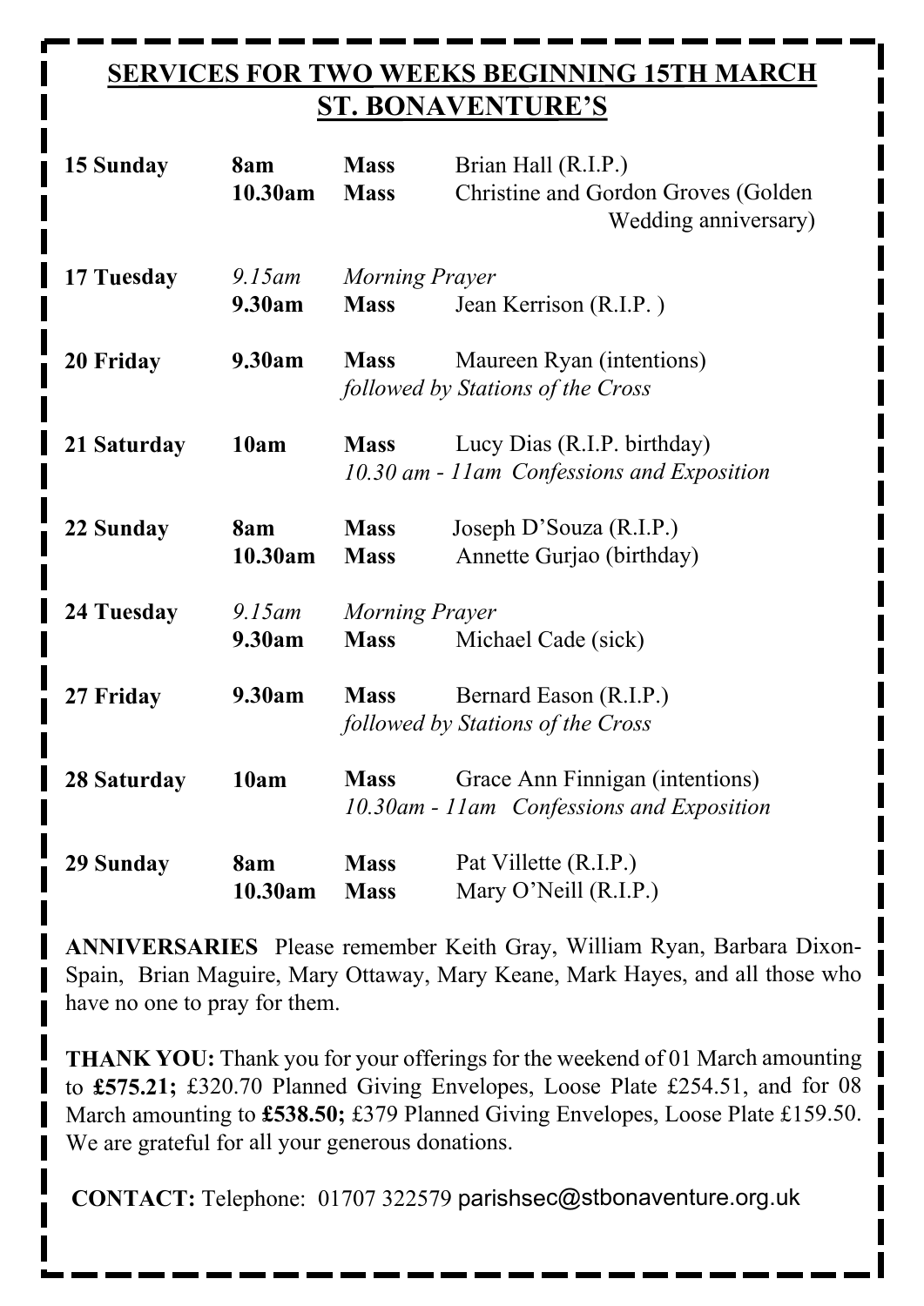## SERVICES FOR TWO WEEKS BEGINNING 15TH MARCH
## ST. BONAVENTURE'S

| | | | |
|---|---|---|---|
| **15 Sunday** | **8am** | **Mass** | Brian Hall (R.I.P.) |
| | **10.30am** | **Mass** | Christine and Gordon Groves (Golden Wedding anniversary) |
| **17 Tuesday** | *9.15am* | *Morning Prayer* | |
| | **9.30am** | **Mass** | Jean Kerrison (R.I.P. ) |
| **20 Friday** | **9.30am** | **Mass** | Maureen Ryan (intentions) |
| | | *followed by Stations of the Cross* | |
| **21 Saturday** | **10am** | **Mass** | Lucy Dias (R.I.P. birthday) |
| | | *10.30 am - 11am Confessions and Exposition* | |
| **22 Sunday** | **8am** | **Mass** | Joseph D'Souza (R.I.P.) |
| | **10.30am** | **Mass** | Annette Gurjao (birthday) |
| **24 Tuesday** | *9.15am* | *Morning Prayer* | |
| | **9.30am** | **Mass** | Michael Cade (sick) |
| **27 Friday** | **9.30am** | **Mass** | Bernard Eason (R.I.P.) |
| | | *followed by Stations of the Cross* | |
| **28 Saturday** | **10am** | **Mass** | Grace Ann Finnigan (intentions) |
| | | *10.30am - 11am Confessions and Exposition* | |
| **29 Sunday** | **8am** | **Mass** | Pat Villette (R.I.P.) |
| | **10.30am** | **Mass** | Mary O'Neill (R.I.P.) |

**ANNIVERSARIES** Please remember Keith Gray, William Ryan, Barbara Dixon-Spain, Brian Maguire, Mary Ottaway, Mary Keane, Mark Hayes, and all those who have no one to pray for them.

**THANK YOU:** Thank you for your offerings for the weekend of 01 March amounting to **£575.21;** £320.70 Planned Giving Envelopes, Loose Plate £254.51, and for 08 March amounting to **£538.50;** £379 Planned Giving Envelopes, Loose Plate £159.50. We are grateful for all your generous donations.

**CONTACT:** Telephone: 01707 322579 parishsec@stbonaventure.org.uk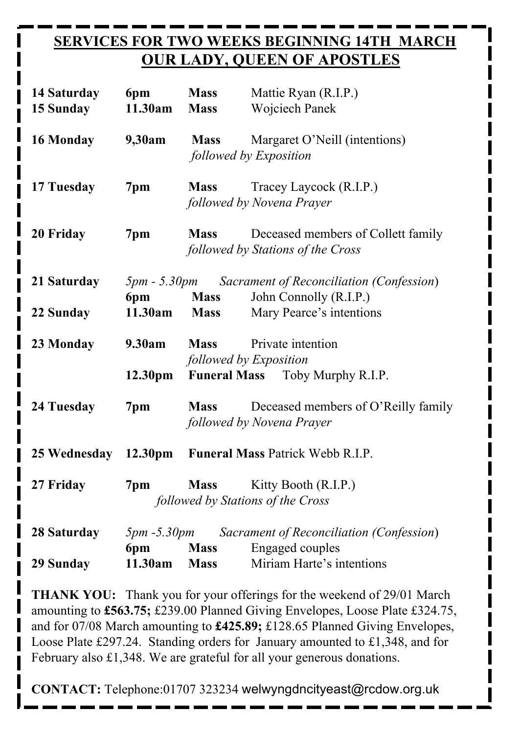## SERVICES FOR TWO WEEKS BEGINNING 14TH MARCH
## OUR LADY, QUEEN OF APOSTLES

| Day | Time | Service | Intention |
|---|---|---|---|
| **14 Saturday** | **6pm** | **Mass** | Mattie Ryan (R.I.P.) |
| **15 Sunday** | **11.30am** | **Mass** | Wojciech Panek |
| **16 Monday** | **9,30am** | **Mass** | Margaret O'Neill (intentions) |
| | | *followed by Exposition* | |
| **17 Tuesday** | **7pm** | **Mass** | Tracey Laycock (R.I.P.) |
| | | *followed by Novena Prayer* | |
| **20 Friday** | **7pm** | **Mass** | Deceased members of Collett family |
| | | *followed by Stations of the Cross* | |
| **21 Saturday** | *5pm - 5.30pm* | *Sacrament of Reconciliation (Confession)* | |
| | **6pm** | **Mass** | John Connolly (R.I.P.) |
| **22 Sunday** | **11.30am** | **Mass** | Mary Pearce's intentions |
| **23 Monday** | **9.30am** | **Mass** | Private intention |
| | | *followed by Exposition* | |
| | **12.30pm** | **Funeral Mass** | Toby Murphy R.I.P. |
| **24 Tuesday** | **7pm** | **Mass** | Deceased members of O'Reilly family |
| | | *followed by Novena Prayer* | |
| **25 Wednesday** | **12.30pm** | **Funeral Mass** | Patrick Webb R.I.P. |
| **27 Friday** | **7pm** | **Mass** | Kitty Booth (R.I.P.) |
| | | *followed by Stations of the Cross* | |
| **28 Saturday** | *5pm -5.30pm* | *Sacrament of Reconciliation (Confession)* | |
| | **6pm** | **Mass** | Engaged couples |
| **29 Sunday** | **11.30am** | **Mass** | Miriam Harte's intentions |

**THANK YOU:** Thank you for your offerings for the weekend of 29/01 March amounting to **£563.75;** £239.00 Planned Giving Envelopes, Loose Plate £324.75, and for 07/08 March amounting to **£425.89;** £128.65 Planned Giving Envelopes, Loose Plate £297.24. Standing orders for January amounted to £1,348, and for February also £1,348. We are grateful for all your generous donations.

**CONTACT:** Telephone:01707 323234 welwyngdncityeast@rcdow.org.uk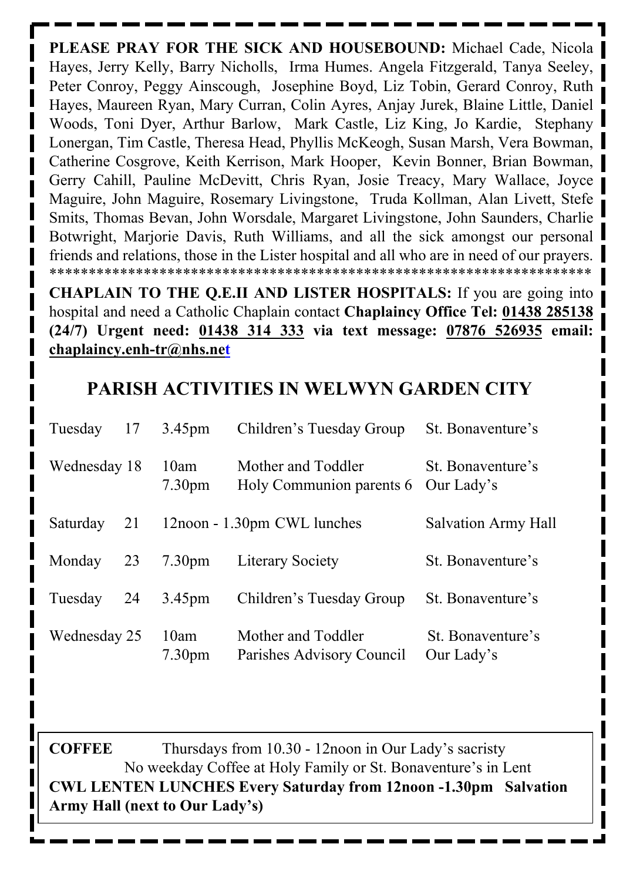**PLEASE PRAY FOR THE SICK AND HOUSEBOUND:** Michael Cade, Nicola Hayes, Jerry Kelly, Barry Nicholls, Irma Humes. Angela Fitzgerald, Tanya Seeley, Peter Conroy, Peggy Ainscough, Josephine Boyd, Liz Tobin, Gerard Conroy, Ruth Hayes, Maureen Ryan, Mary Curran, Colin Ayres, Anjay Jurek, Blaine Little, Daniel Woods, Toni Dyer, Arthur Barlow, Mark Castle, Liz King, Jo Kardie, Stephany Lonergan, Tim Castle, Theresa Head, Phyllis McKeogh, Susan Marsh, Vera Bowman, Catherine Cosgrove, Keith Kerrison, Mark Hooper, Kevin Bonner, Brian Bowman, Gerry Cahill, Pauline McDevitt, Chris Ryan, Josie Treacy, Mary Wallace, Joyce Maguire, John Maguire, Rosemary Livingstone, Truda Kollman, Alan Livett, Stefe Smits, Thomas Bevan, John Worsdale, Margaret Livingstone, John Saunders, Charlie Botwright, Marjorie Davis, Ruth Williams, and all the sick amongst our personal friends and relations, those in the Lister hospital and all who are in need of our prayers.

*********************************************************************

**CHAPLAIN TO THE Q.E.II AND LISTER HOSPITALS:** If you are going into hospital and need a Catholic Chaplain contact **Chaplaincy Office Tel: 01438 285138 (24/7) Urgent need: 01438 314 333 via text message: 07876 526935 email: chaplaincy.enh-tr@nhs.net**

## PARISH ACTIVITIES IN WELWYN GARDEN CITY

| | | | | |
|---|---|---|---|---|
| Tuesday | 17 | 3.45pm | Children's Tuesday Group | St. Bonaventure's |
| Wednesday | 18 | 10am | Mother and Toddler | St. Bonaventure's |
| | | 7.30pm | Holy Communion parents 6 | Our Lady's |
| Saturday | 21 | 12noon - 1.30pm | CWL lunches | Salvation Army Hall |
| Monday | 23 | 7.30pm | Literary Society | St. Bonaventure's |
| Tuesday | 24 | 3.45pm | Children's Tuesday Group | St. Bonaventure's |
| Wednesday | 25 | 10am | Mother and Toddler | St. Bonaventure's |
| | | 7.30pm | Parishes Advisory Council | Our Lady's |

**COFFEE** Thursdays from 10.30 - 12noon in Our Lady's sacristy
No weekday Coffee at Holy Family or St. Bonaventure's in Lent

**CWL LENTEN LUNCHES Every Saturday from 12noon -1.30pm Salvation Army Hall (next to Our Lady's)**